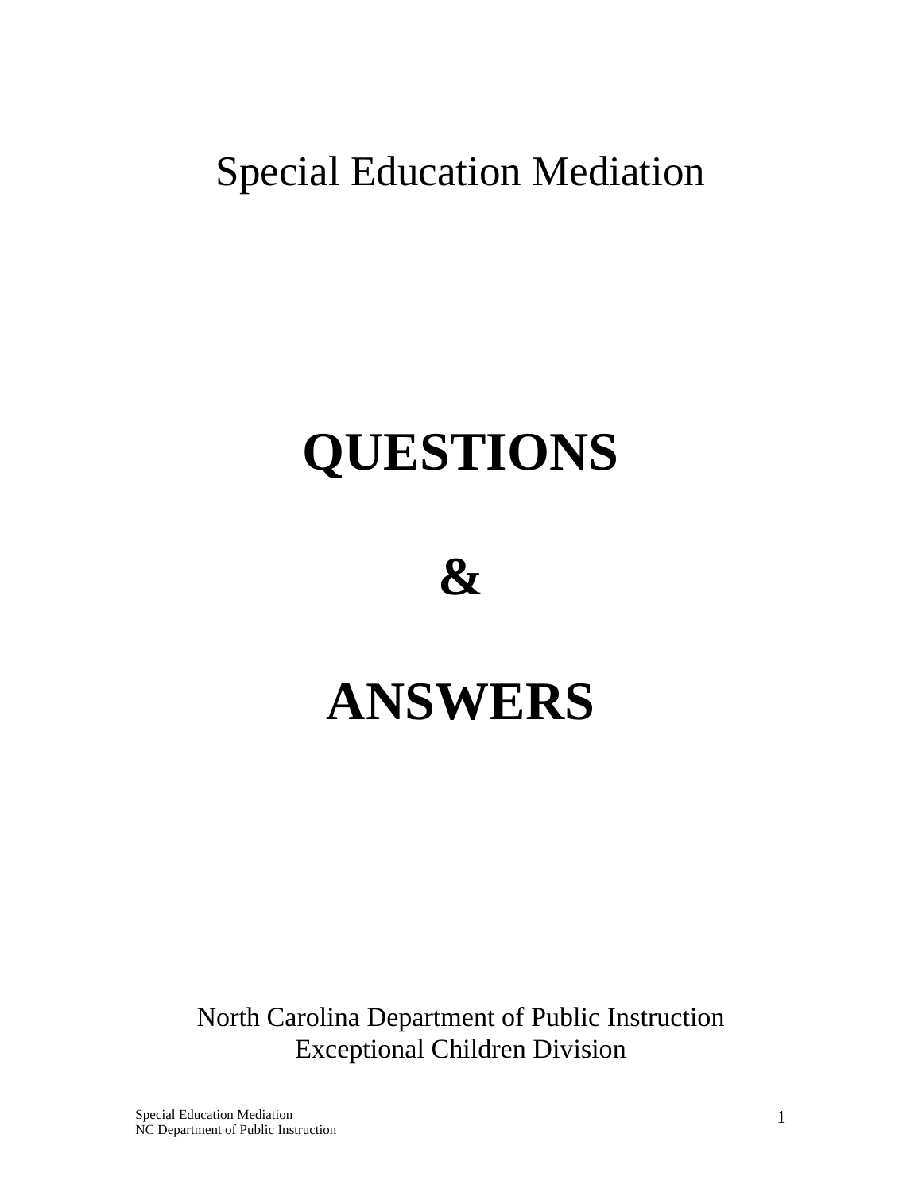Special Education Mediation

# QUESTIONS

# &

# ANSWERS

North Carolina Department of Public Instruction
Exceptional Children Division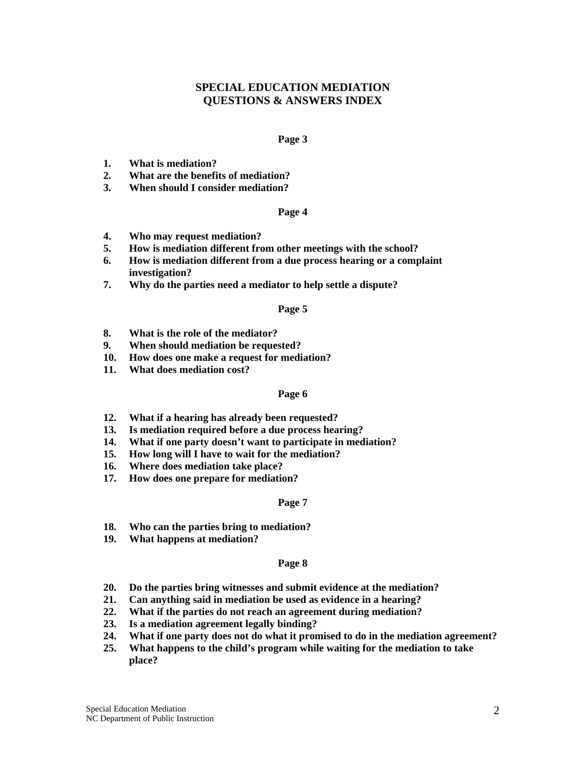# SPECIAL EDUCATION MEDIATION QUESTIONS & ANSWERS INDEX

**Page 3**

1. **What is mediation?**
2. **What are the benefits of mediation?**
3. **When should I consider mediation?**

**Page 4**

4. **Who may request mediation?**
5. **How is mediation different from other meetings with the school?**
6. **How is mediation different from a due process hearing or a complaint investigation?**
7. **Why do the parties need a mediator to help settle a dispute?**

**Page 5**

8. **What is the role of the mediator?**
9. **When should mediation be requested?**
10. **How does one make a request for mediation?**
11. **What does mediation cost?**

**Page 6**

12. **What if a hearing has already been requested?**
13. **Is mediation required before a due process hearing?**
14. **What if one party doesn't want to participate in mediation?**
15. **How long will I have to wait for the mediation?**
16. **Where does mediation take place?**
17. **How does one prepare for mediation?**

**Page 7**

18. **Who can the parties bring to mediation?**
19. **What happens at mediation?**

**Page 8**

20. **Do the parties bring witnesses and submit evidence at the mediation?**
21. **Can anything said in mediation be used as evidence in a hearing?**
22. **What if the parties do not reach an agreement during mediation?**
23. **Is a mediation agreement legally binding?**
24. **What if one party does not do what it promised to do in the mediation agreement?**
25. **What happens to the child's program while waiting for the mediation to take place?**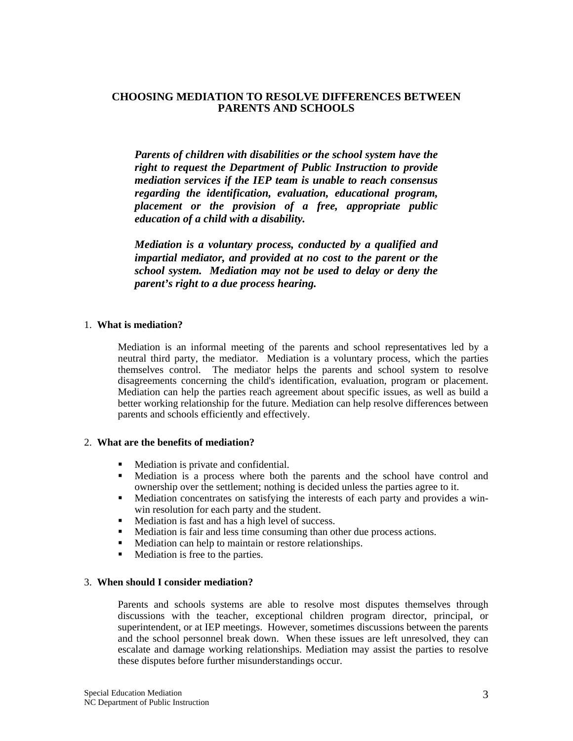## CHOOSING MEDIATION TO RESOLVE DIFFERENCES BETWEEN PARENTS AND SCHOOLS

***Parents of children with disabilities or the school system have the right to request the Department of Public Instruction to provide mediation services if the IEP team is unable to reach consensus regarding the identification, evaluation, educational program, placement or the provision of a free, appropriate public education of a child with a disability.***

***Mediation is a voluntary process, conducted by a qualified and impartial mediator, and provided at no cost to the parent or the school system. Mediation may not be used to delay or deny the parent's right to a due process hearing.***

### 1. What is mediation?

Mediation is an informal meeting of the parents and school representatives led by a neutral third party, the mediator. Mediation is a voluntary process, which the parties themselves control. The mediator helps the parents and school system to resolve disagreements concerning the child's identification, evaluation, program or placement. Mediation can help the parties reach agreement about specific issues, as well as build a better working relationship for the future. Mediation can help resolve differences between parents and schools efficiently and effectively.

### 2. What are the benefits of mediation?

- Mediation is private and confidential.
- Mediation is a process where both the parents and the school have control and ownership over the settlement; nothing is decided unless the parties agree to it.
- Mediation concentrates on satisfying the interests of each party and provides a win-win resolution for each party and the student.
- Mediation is fast and has a high level of success.
- Mediation is fair and less time consuming than other due process actions.
- Mediation can help to maintain or restore relationships.
- Mediation is free to the parties.

### 3. When should I consider mediation?

Parents and schools systems are able to resolve most disputes themselves through discussions with the teacher, exceptional children program director, principal, or superintendent, or at IEP meetings. However, sometimes discussions between the parents and the school personnel break down. When these issues are left unresolved, they can escalate and damage working relationships. Mediation may assist the parties to resolve these disputes before further misunderstandings occur.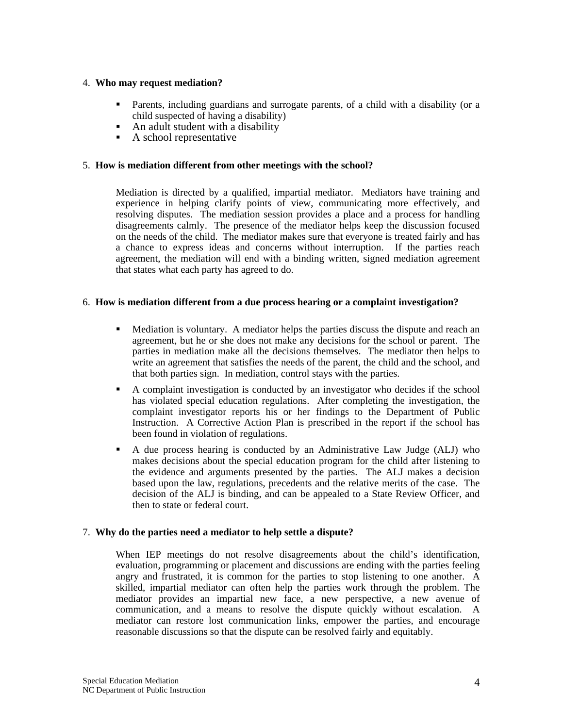4. **Who may request mediation?**

- Parents, including guardians and surrogate parents, of a child with a disability (or a child suspected of having a disability)
- An adult student with a disability
- A school representative

5. **How is mediation different from other meetings with the school?**

Mediation is directed by a qualified, impartial mediator. Mediators have training and experience in helping clarify points of view, communicating more effectively, and resolving disputes. The mediation session provides a place and a process for handling disagreements calmly. The presence of the mediator helps keep the discussion focused on the needs of the child. The mediator makes sure that everyone is treated fairly and has a chance to express ideas and concerns without interruption. If the parties reach agreement, the mediation will end with a binding written, signed mediation agreement that states what each party has agreed to do.

6. **How is mediation different from a due process hearing or a complaint investigation?**

- Mediation is voluntary. A mediator helps the parties discuss the dispute and reach an agreement, but he or she does not make any decisions for the school or parent. The parties in mediation make all the decisions themselves. The mediator then helps to write an agreement that satisfies the needs of the parent, the child and the school, and that both parties sign. In mediation, control stays with the parties.
- A complaint investigation is conducted by an investigator who decides if the school has violated special education regulations. After completing the investigation, the complaint investigator reports his or her findings to the Department of Public Instruction. A Corrective Action Plan is prescribed in the report if the school has been found in violation of regulations.
- A due process hearing is conducted by an Administrative Law Judge (ALJ) who makes decisions about the special education program for the child after listening to the evidence and arguments presented by the parties. The ALJ makes a decision based upon the law, regulations, precedents and the relative merits of the case. The decision of the ALJ is binding, and can be appealed to a State Review Officer, and then to state or federal court.

7. **Why do the parties need a mediator to help settle a dispute?**

When IEP meetings do not resolve disagreements about the child's identification, evaluation, programming or placement and discussions are ending with the parties feeling angry and frustrated, it is common for the parties to stop listening to one another. A skilled, impartial mediator can often help the parties work through the problem. The mediator provides an impartial new face, a new perspective, a new avenue of communication, and a means to resolve the dispute quickly without escalation. A mediator can restore lost communication links, empower the parties, and encourage reasonable discussions so that the dispute can be resolved fairly and equitably.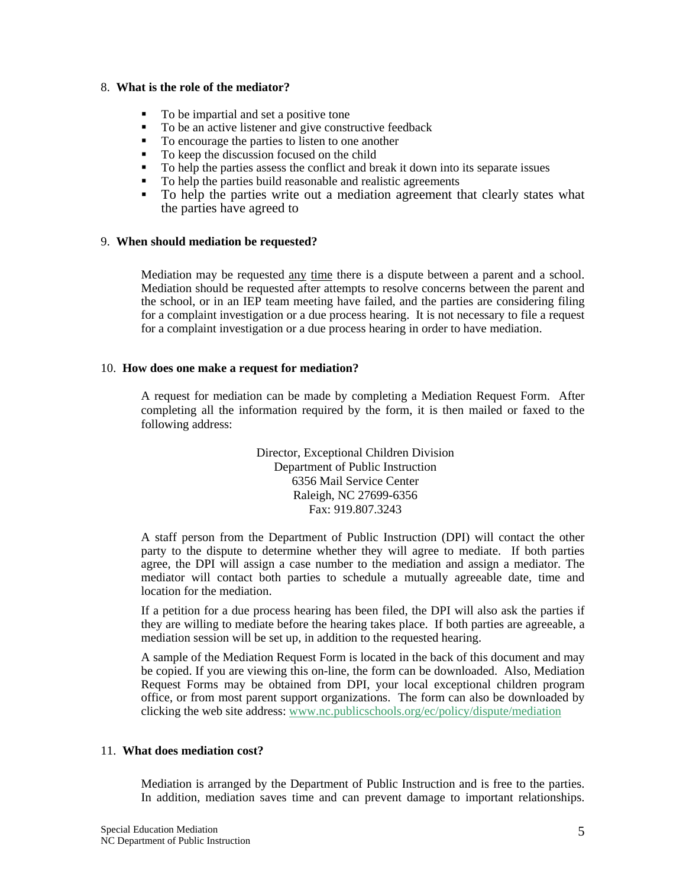8. **What is the role of the mediator?**

- To be impartial and set a positive tone
- To be an active listener and give constructive feedback
- To encourage the parties to listen to one another
- To keep the discussion focused on the child
- To help the parties assess the conflict and break it down into its separate issues
- To help the parties build reasonable and realistic agreements
- To help the parties write out a mediation agreement that clearly states what the parties have agreed to

9. **When should mediation be requested?**

Mediation may be requested <u>any</u> <u>time</u> there is a dispute between a parent and a school. Mediation should be requested after attempts to resolve concerns between the parent and the school, or in an IEP team meeting have failed, and the parties are considering filing for a complaint investigation or a due process hearing. It is not necessary to file a request for a complaint investigation or a due process hearing in order to have mediation.

10. **How does one make a request for mediation?**

A request for mediation can be made by completing a Mediation Request Form. After completing all the information required by the form, it is then mailed or faxed to the following address:

Director, Exceptional Children Division
Department of Public Instruction
6356 Mail Service Center
Raleigh, NC 27699-6356
Fax: 919.807.3243

A staff person from the Department of Public Instruction (DPI) will contact the other party to the dispute to determine whether they will agree to mediate. If both parties agree, the DPI will assign a case number to the mediation and assign a mediator. The mediator will contact both parties to schedule a mutually agreeable date, time and location for the mediation.

If a petition for a due process hearing has been filed, the DPI will also ask the parties if they are willing to mediate before the hearing takes place. If both parties are agreeable, a mediation session will be set up, in addition to the requested hearing.

A sample of the Mediation Request Form is located in the back of this document and may be copied. If you are viewing this on-line, the form can be downloaded. Also, Mediation Request Forms may be obtained from DPI, your local exceptional children program office, or from most parent support organizations. The form can also be downloaded by clicking the web site address: www.nc.publicschools.org/ec/policy/dispute/mediation

11. **What does mediation cost?**

Mediation is arranged by the Department of Public Instruction and is free to the parties. In addition, mediation saves time and can prevent damage to important relationships.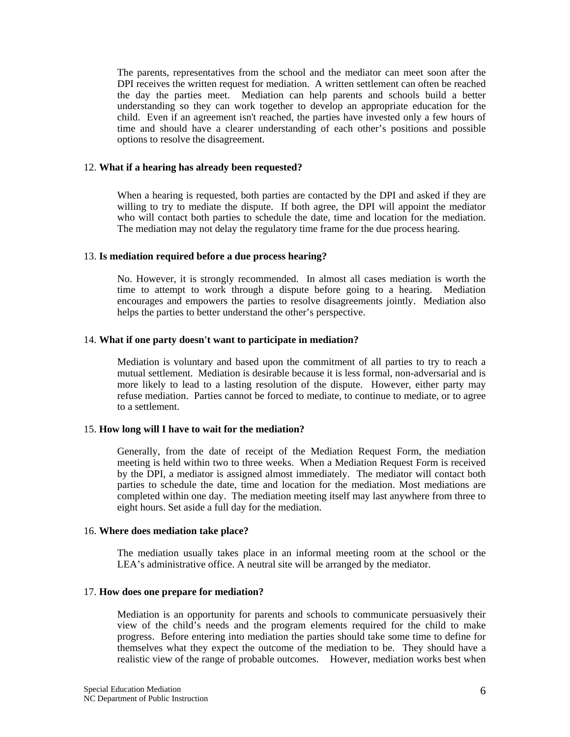The parents, representatives from the school and the mediator can meet soon after the DPI receives the written request for mediation. A written settlement can often be reached the day the parties meet. Mediation can help parents and schools build a better understanding so they can work together to develop an appropriate education for the child. Even if an agreement isn't reached, the parties have invested only a few hours of time and should have a clearer understanding of each other's positions and possible options to resolve the disagreement.

12. **What if a hearing has already been requested?**

When a hearing is requested, both parties are contacted by the DPI and asked if they are willing to try to mediate the dispute. If both agree, the DPI will appoint the mediator who will contact both parties to schedule the date, time and location for the mediation. The mediation may not delay the regulatory time frame for the due process hearing.

13. **Is mediation required before a due process hearing?**

No. However, it is strongly recommended. In almost all cases mediation is worth the time to attempt to work through a dispute before going to a hearing. Mediation encourages and empowers the parties to resolve disagreements jointly. Mediation also helps the parties to better understand the other's perspective.

14. **What if one party doesn't want to participate in mediation?**

Mediation is voluntary and based upon the commitment of all parties to try to reach a mutual settlement. Mediation is desirable because it is less formal, non-adversarial and is more likely to lead to a lasting resolution of the dispute. However, either party may refuse mediation. Parties cannot be forced to mediate, to continue to mediate, or to agree to a settlement.

15. **How long will I have to wait for the mediation?**

Generally, from the date of receipt of the Mediation Request Form, the mediation meeting is held within two to three weeks. When a Mediation Request Form is received by the DPI, a mediator is assigned almost immediately. The mediator will contact both parties to schedule the date, time and location for the mediation. Most mediations are completed within one day. The mediation meeting itself may last anywhere from three to eight hours. Set aside a full day for the mediation.

16. **Where does mediation take place?**

The mediation usually takes place in an informal meeting room at the school or the LEA's administrative office. A neutral site will be arranged by the mediator.

17. **How does one prepare for mediation?**

Mediation is an opportunity for parents and schools to communicate persuasively their view of the child's needs and the program elements required for the child to make progress. Before entering into mediation the parties should take some time to define for themselves what they expect the outcome of the mediation to be. They should have a realistic view of the range of probable outcomes. However, mediation works best when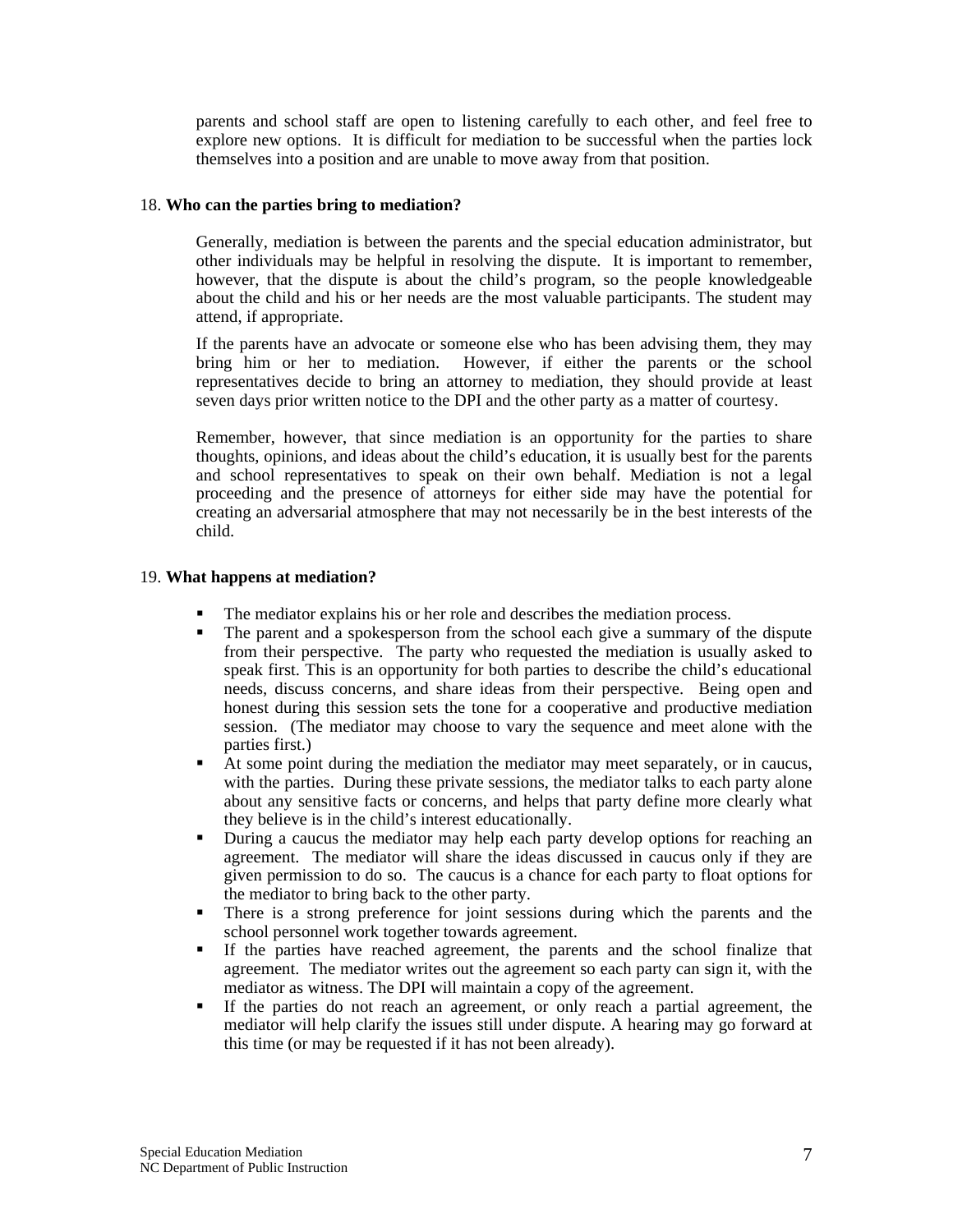parents and school staff are open to listening carefully to each other, and feel free to explore new options. It is difficult for mediation to be successful when the parties lock themselves into a position and are unable to move away from that position.

18. **Who can the parties bring to mediation?**

Generally, mediation is between the parents and the special education administrator, but other individuals may be helpful in resolving the dispute. It is important to remember, however, that the dispute is about the child's program, so the people knowledgeable about the child and his or her needs are the most valuable participants. The student may attend, if appropriate.

If the parents have an advocate or someone else who has been advising them, they may bring him or her to mediation. However, if either the parents or the school representatives decide to bring an attorney to mediation, they should provide at least seven days prior written notice to the DPI and the other party as a matter of courtesy.

Remember, however, that since mediation is an opportunity for the parties to share thoughts, opinions, and ideas about the child's education, it is usually best for the parents and school representatives to speak on their own behalf. Mediation is not a legal proceeding and the presence of attorneys for either side may have the potential for creating an adversarial atmosphere that may not necessarily be in the best interests of the child.

19. **What happens at mediation?**

- The mediator explains his or her role and describes the mediation process.
- The parent and a spokesperson from the school each give a summary of the dispute from their perspective. The party who requested the mediation is usually asked to speak first. This is an opportunity for both parties to describe the child's educational needs, discuss concerns, and share ideas from their perspective. Being open and honest during this session sets the tone for a cooperative and productive mediation session. (The mediator may choose to vary the sequence and meet alone with the parties first.)
- At some point during the mediation the mediator may meet separately, or in caucus, with the parties. During these private sessions, the mediator talks to each party alone about any sensitive facts or concerns, and helps that party define more clearly what they believe is in the child's interest educationally.
- During a caucus the mediator may help each party develop options for reaching an agreement. The mediator will share the ideas discussed in caucus only if they are given permission to do so. The caucus is a chance for each party to float options for the mediator to bring back to the other party.
- There is a strong preference for joint sessions during which the parents and the school personnel work together towards agreement.
- If the parties have reached agreement, the parents and the school finalize that agreement. The mediator writes out the agreement so each party can sign it, with the mediator as witness. The DPI will maintain a copy of the agreement.
- If the parties do not reach an agreement, or only reach a partial agreement, the mediator will help clarify the issues still under dispute. A hearing may go forward at this time (or may be requested if it has not been already).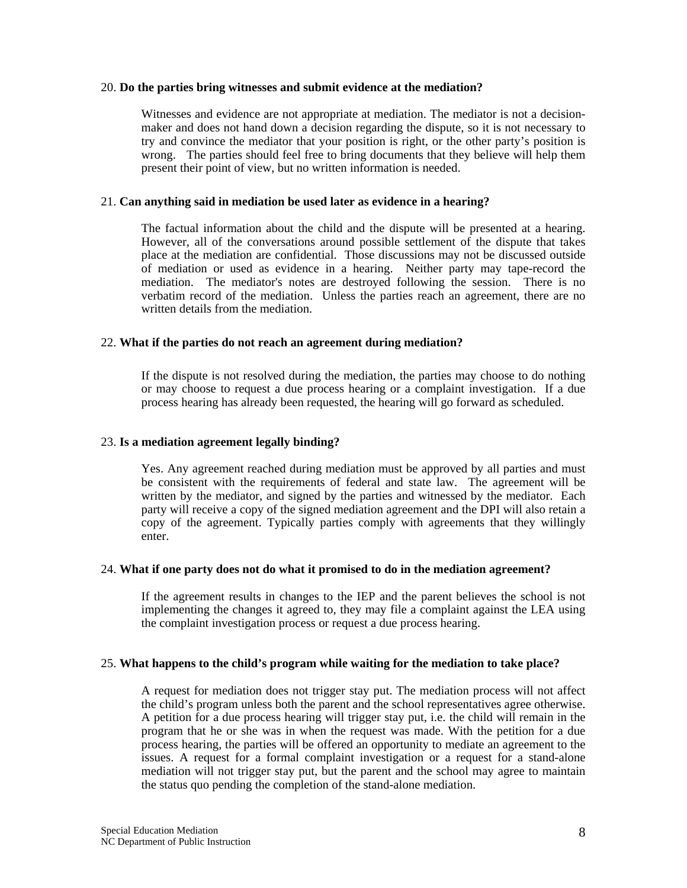20. **Do the parties bring witnesses and submit evidence at the mediation?**

Witnesses and evidence are not appropriate at mediation. The mediator is not a decision-maker and does not hand down a decision regarding the dispute, so it is not necessary to try and convince the mediator that your position is right, or the other party's position is wrong. The parties should feel free to bring documents that they believe will help them present their point of view, but no written information is needed.

21. **Can anything said in mediation be used later as evidence in a hearing?**

The factual information about the child and the dispute will be presented at a hearing. However, all of the conversations around possible settlement of the dispute that takes place at the mediation are confidential. Those discussions may not be discussed outside of mediation or used as evidence in a hearing. Neither party may tape-record the mediation. The mediator's notes are destroyed following the session. There is no verbatim record of the mediation. Unless the parties reach an agreement, there are no written details from the mediation.

22. **What if the parties do not reach an agreement during mediation?**

If the dispute is not resolved during the mediation, the parties may choose to do nothing or may choose to request a due process hearing or a complaint investigation. If a due process hearing has already been requested, the hearing will go forward as scheduled.

23. **Is a mediation agreement legally binding?**

Yes. Any agreement reached during mediation must be approved by all parties and must be consistent with the requirements of federal and state law. The agreement will be written by the mediator, and signed by the parties and witnessed by the mediator. Each party will receive a copy of the signed mediation agreement and the DPI will also retain a copy of the agreement. Typically parties comply with agreements that they willingly enter.

24. **What if one party does not do what it promised to do in the mediation agreement?**

If the agreement results in changes to the IEP and the parent believes the school is not implementing the changes it agreed to, they may file a complaint against the LEA using the complaint investigation process or request a due process hearing.

25. **What happens to the child's program while waiting for the mediation to take place?**

A request for mediation does not trigger stay put. The mediation process will not affect the child's program unless both the parent and the school representatives agree otherwise. A petition for a due process hearing will trigger stay put, i.e. the child will remain in the program that he or she was in when the request was made. With the petition for a due process hearing, the parties will be offered an opportunity to mediate an agreement to the issues. A request for a formal complaint investigation or a request for a stand-alone mediation will not trigger stay put, but the parent and the school may agree to maintain the status quo pending the completion of the stand-alone mediation.